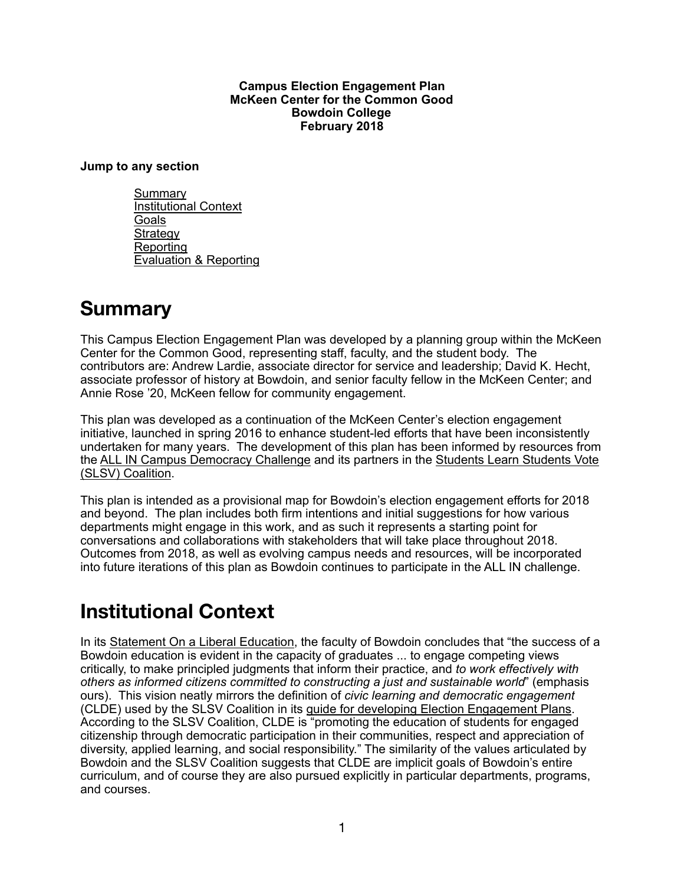**Campus Election Engagement Plan**
**McKeen Center for the Common Good**
**Bowdoin College**
**February 2018**

**Jump to any section**

- Summary
- Institutional Context
- Goals
- Strategy
- Reporting
- Evaluation & Reporting

# Summary

This Campus Election Engagement Plan was developed by a planning group within the McKeen Center for the Common Good, representing staff, faculty, and the student body. The contributors are: Andrew Lardie, associate director for service and leadership; David K. Hecht, associate professor of history at Bowdoin, and senior faculty fellow in the McKeen Center; and Annie Rose '20, McKeen fellow for community engagement.

This plan was developed as a continuation of the McKeen Center's election engagement initiative, launched in spring 2016 to enhance student-led efforts that have been inconsistently undertaken for many years. The development of this plan has been informed by resources from the ALL IN Campus Democracy Challenge and its partners in the Students Learn Students Vote (SLSV) Coalition.

This plan is intended as a provisional map for Bowdoin's election engagement efforts for 2018 and beyond. The plan includes both firm intentions and initial suggestions for how various departments might engage in this work, and as such it represents a starting point for conversations and collaborations with stakeholders that will take place throughout 2018. Outcomes from 2018, as well as evolving campus needs and resources, will be incorporated into future iterations of this plan as Bowdoin continues to participate in the ALL IN challenge.

# Institutional Context

In its Statement On a Liberal Education, the faculty of Bowdoin concludes that "the success of a Bowdoin education is evident in the capacity of graduates ... to engage competing views critically, to make principled judgments that inform their practice, and *to work effectively with others as informed citizens committed to constructing a just and sustainable world*" (emphasis ours). This vision neatly mirrors the definition of *civic learning and democratic engagement* (CLDE) used by the SLSV Coalition in its guide for developing Election Engagement Plans. According to the SLSV Coalition, CLDE is "promoting the education of students for engaged citizenship through democratic participation in their communities, respect and appreciation of diversity, applied learning, and social responsibility." The similarity of the values articulated by Bowdoin and the SLSV Coalition suggests that CLDE are implicit goals of Bowdoin's entire curriculum, and of course they are also pursued explicitly in particular departments, programs, and courses.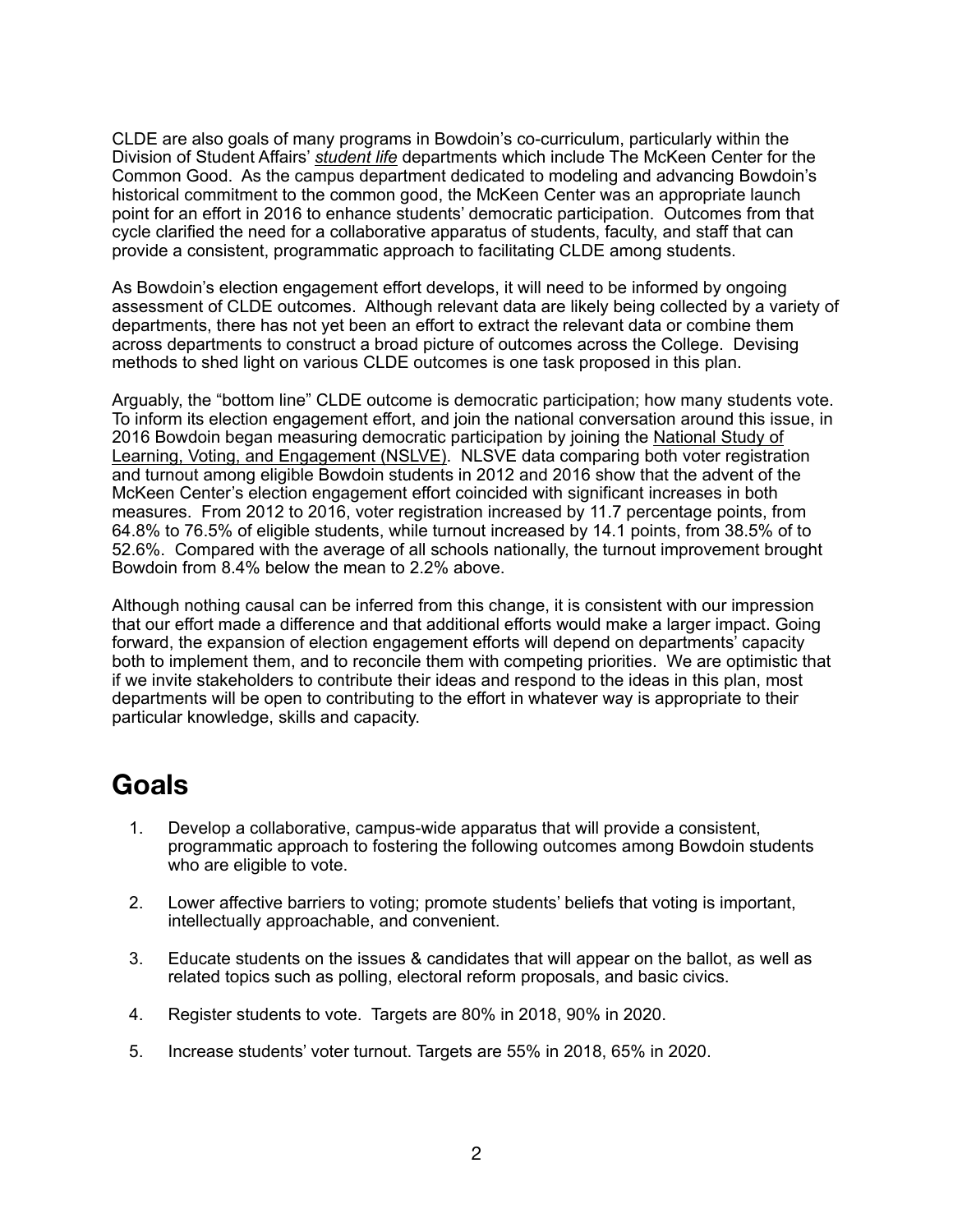CLDE are also goals of many programs in Bowdoin's co-curriculum, particularly within the Division of Student Affairs' *student life* departments which include The McKeen Center for the Common Good. As the campus department dedicated to modeling and advancing Bowdoin's historical commitment to the common good, the McKeen Center was an appropriate launch point for an effort in 2016 to enhance students' democratic participation. Outcomes from that cycle clarified the need for a collaborative apparatus of students, faculty, and staff that can provide a consistent, programmatic approach to facilitating CLDE among students.

As Bowdoin's election engagement effort develops, it will need to be informed by ongoing assessment of CLDE outcomes. Although relevant data are likely being collected by a variety of departments, there has not yet been an effort to extract the relevant data or combine them across departments to construct a broad picture of outcomes across the College. Devising methods to shed light on various CLDE outcomes is one task proposed in this plan.

Arguably, the "bottom line" CLDE outcome is democratic participation; how many students vote. To inform its election engagement effort, and join the national conversation around this issue, in 2016 Bowdoin began measuring democratic participation by joining the National Study of Learning, Voting, and Engagement (NSLVE). NLSVE data comparing both voter registration and turnout among eligible Bowdoin students in 2012 and 2016 show that the advent of the McKeen Center's election engagement effort coincided with significant increases in both measures. From 2012 to 2016, voter registration increased by 11.7 percentage points, from 64.8% to 76.5% of eligible students, while turnout increased by 14.1 points, from 38.5% of to 52.6%. Compared with the average of all schools nationally, the turnout improvement brought Bowdoin from 8.4% below the mean to 2.2% above.

Although nothing causal can be inferred from this change, it is consistent with our impression that our effort made a difference and that additional efforts would make a larger impact. Going forward, the expansion of election engagement efforts will depend on departments' capacity both to implement them, and to reconcile them with competing priorities. We are optimistic that if we invite stakeholders to contribute their ideas and respond to the ideas in this plan, most departments will be open to contributing to the effort in whatever way is appropriate to their particular knowledge, skills and capacity.

# Goals

1. Develop a collaborative, campus-wide apparatus that will provide a consistent, programmatic approach to fostering the following outcomes among Bowdoin students who are eligible to vote.

2. Lower affective barriers to voting; promote students' beliefs that voting is important, intellectually approachable, and convenient.

3. Educate students on the issues & candidates that will appear on the ballot, as well as related topics such as polling, electoral reform proposals, and basic civics.

4. Register students to vote. Targets are 80% in 2018, 90% in 2020.

5. Increase students' voter turnout. Targets are 55% in 2018, 65% in 2020.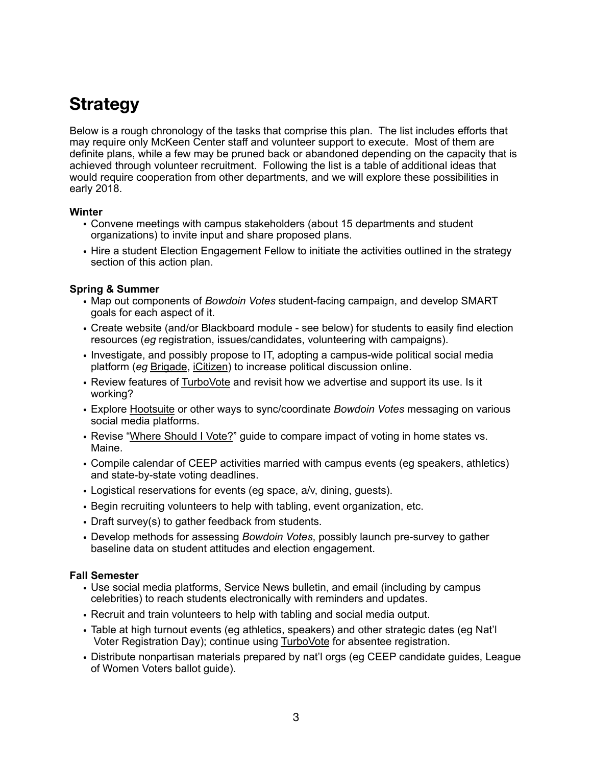# Strategy

Below is a rough chronology of the tasks that comprise this plan. The list includes efforts that may require only McKeen Center staff and volunteer support to execute. Most of them are definite plans, while a few may be pruned back or abandoned depending on the capacity that is achieved through volunteer recruitment. Following the list is a table of additional ideas that would require cooperation from other departments, and we will explore these possibilities in early 2018.

**Winter**

- Convene meetings with campus stakeholders (about 15 departments and student organizations) to invite input and share proposed plans.
- Hire a student Election Engagement Fellow to initiate the activities outlined in the strategy section of this action plan.

**Spring & Summer**

- Map out components of *Bowdoin Votes* student-facing campaign, and develop SMART goals for each aspect of it.
- Create website (and/or Blackboard module - see below) for students to easily find election resources (*eg* registration, issues/candidates, volunteering with campaigns).
- Investigate, and possibly propose to IT, adopting a campus-wide political social media platform (*eg* Brigade, iCitizen) to increase political discussion online.
- Review features of TurboVote and revisit how we advertise and support its use. Is it working?
- Explore Hootsuite or other ways to sync/coordinate *Bowdoin Votes* messaging on various social media platforms.
- Revise "Where Should I Vote?" guide to compare impact of voting in home states vs. Maine.
- Compile calendar of CEEP activities married with campus events (eg speakers, athletics) and state-by-state voting deadlines.
- Logistical reservations for events (eg space, a/v, dining, guests).
- Begin recruiting volunteers to help with tabling, event organization, etc.
- Draft survey(s) to gather feedback from students.
- Develop methods for assessing *Bowdoin Votes*, possibly launch pre-survey to gather baseline data on student attitudes and election engagement.

**Fall Semester**

- Use social media platforms, Service News bulletin, and email (including by campus celebrities) to reach students electronically with reminders and updates.
- Recruit and train volunteers to help with tabling and social media output.
- Table at high turnout events (eg athletics, speakers) and other strategic dates (eg Nat'l Voter Registration Day); continue using TurboVote for absentee registration.
- Distribute nonpartisan materials prepared by nat'l orgs (eg CEEP candidate guides, League of Women Voters ballot guide).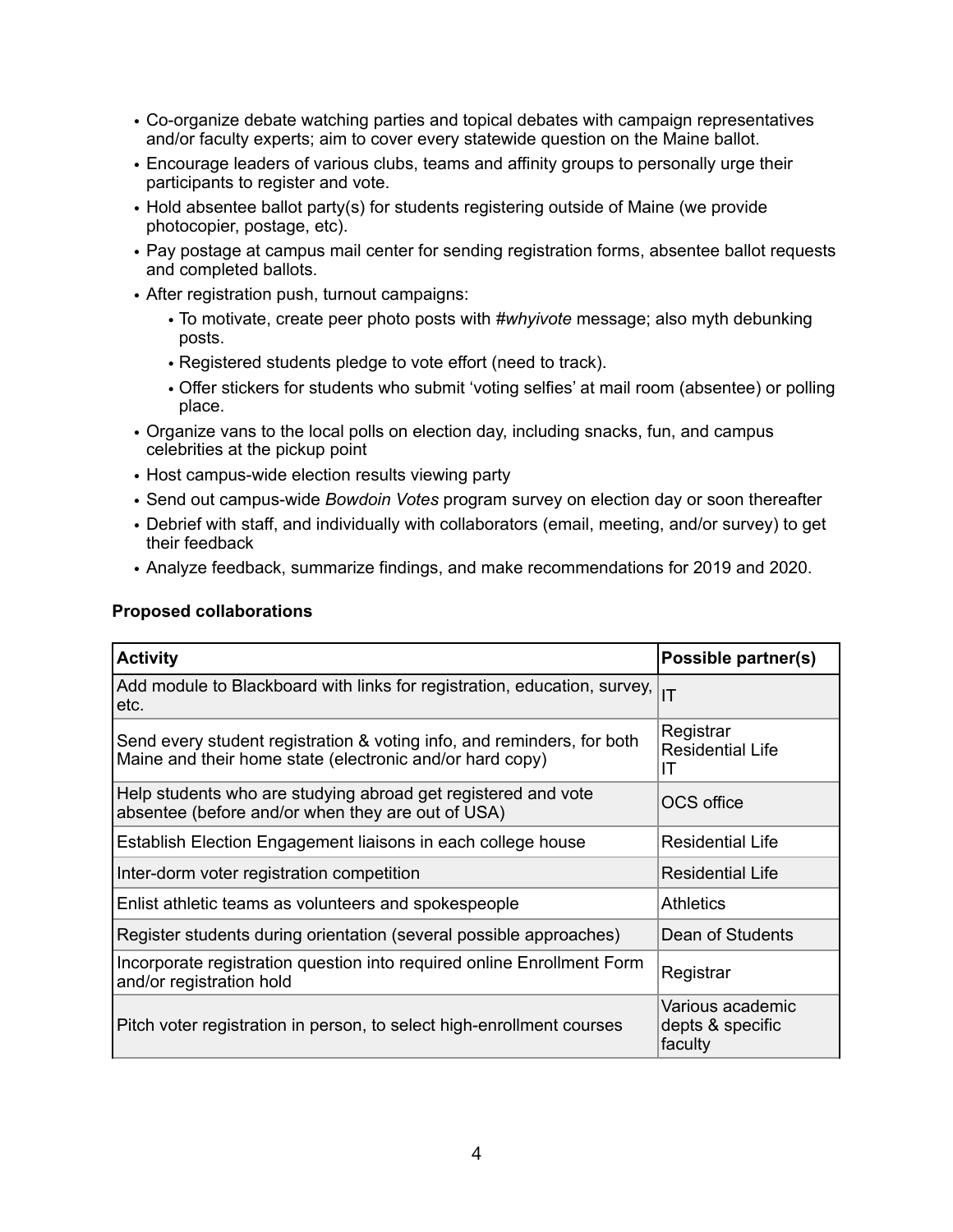- Co-organize debate watching parties and topical debates with campaign representatives and/or faculty experts; aim to cover every statewide question on the Maine ballot.
- Encourage leaders of various clubs, teams and affinity groups to personally urge their participants to register and vote.
- Hold absentee ballot party(s) for students registering outside of Maine (we provide photocopier, postage, etc).
- Pay postage at campus mail center for sending registration forms, absentee ballot requests and completed ballots.
- After registration push, turnout campaigns:
  - To motivate, create peer photo posts with *#whyivote* message; also myth debunking posts.
  - Registered students pledge to vote effort (need to track).
  - Offer stickers for students who submit 'voting selfies' at mail room (absentee) or polling place.
- Organize vans to the local polls on election day, including snacks, fun, and campus celebrities at the pickup point
- Host campus-wide election results viewing party
- Send out campus-wide *Bowdoin Votes* program survey on election day or soon thereafter
- Debrief with staff, and individually with collaborators (email, meeting, and/or survey) to get their feedback
- Analyze feedback, summarize findings, and make recommendations for 2019 and 2020.

**Proposed collaborations**

| **Activity** | **Possible partner(s)** |
|---|---|
| Add module to Blackboard with links for registration, education, survey, etc. | IT |
| Send every student registration & voting info, and reminders, for both Maine and their home state (electronic and/or hard copy) | Registrar<br>Residential Life<br>IT |
| Help students who are studying abroad get registered and vote absentee (before and/or when they are out of USA) | OCS office |
| Establish Election Engagement liaisons in each college house | Residential Life |
| Inter-dorm voter registration competition | Residential Life |
| Enlist athletic teams as volunteers and spokespeople | Athletics |
| Register students during orientation (several possible approaches) | Dean of Students |
| Incorporate registration question into required online Enrollment Form and/or registration hold | Registrar |
| Pitch voter registration in person, to select high-enrollment courses | Various academic depts & specific faculty |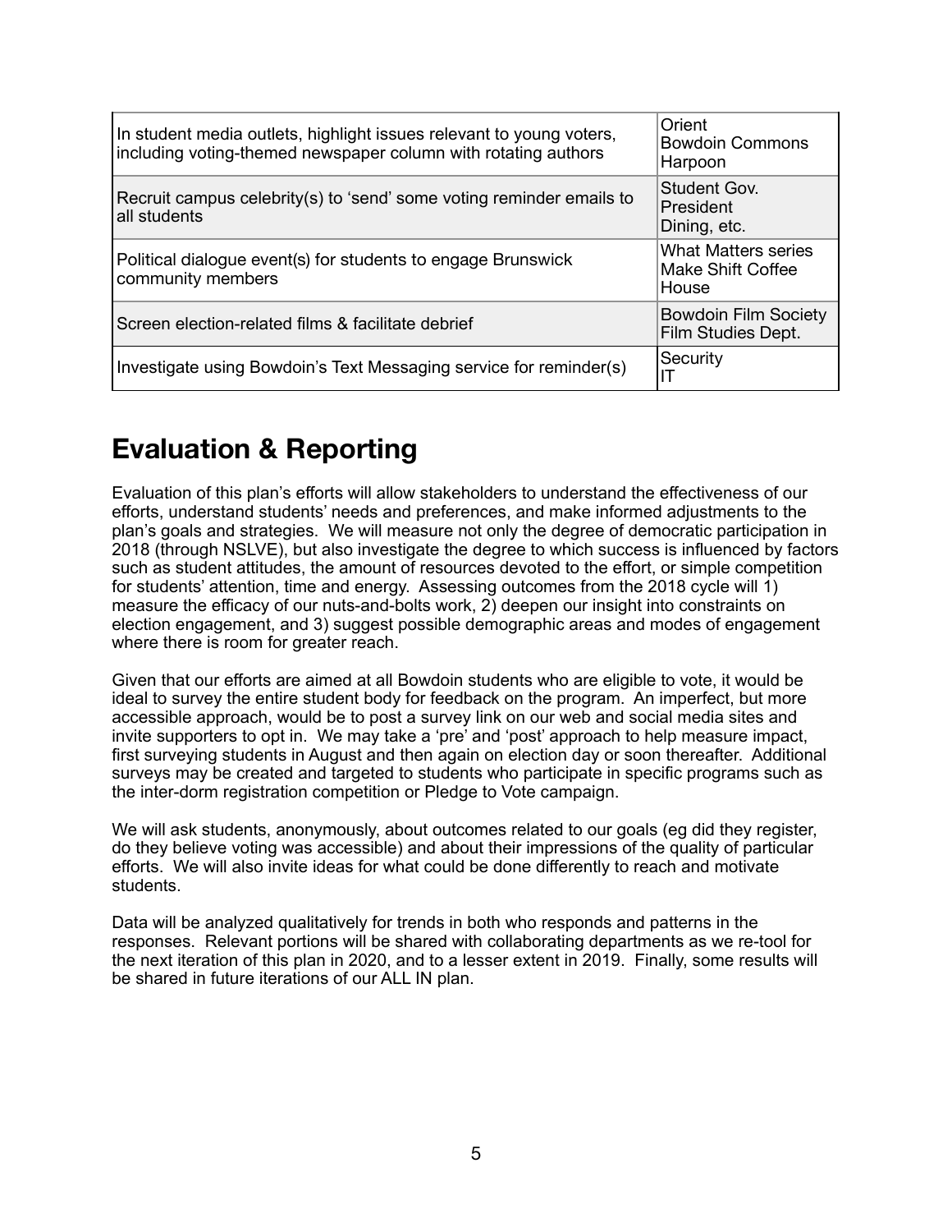| | |
|---|---|
| In student media outlets, highlight issues relevant to young voters, including voting-themed newspaper column with rotating authors | Orient<br>Bowdoin Commons<br>Harpoon |
| Recruit campus celebrity(s) to 'send' some voting reminder emails to all students | Student Gov.<br>President<br>Dining, etc. |
| Political dialogue event(s) for students to engage Brunswick community members | What Matters series<br>Make Shift Coffee House |
| Screen election-related films & facilitate debrief | Bowdoin Film Society<br>Film Studies Dept. |
| Investigate using Bowdoin's Text Messaging service for reminder(s) | Security<br>IT |

# Evaluation & Reporting

Evaluation of this plan's efforts will allow stakeholders to understand the effectiveness of our efforts, understand students' needs and preferences, and make informed adjustments to the plan's goals and strategies. We will measure not only the degree of democratic participation in 2018 (through NSLVE), but also investigate the degree to which success is influenced by factors such as student attitudes, the amount of resources devoted to the effort, or simple competition for students' attention, time and energy. Assessing outcomes from the 2018 cycle will 1) measure the efficacy of our nuts-and-bolts work, 2) deepen our insight into constraints on election engagement, and 3) suggest possible demographic areas and modes of engagement where there is room for greater reach.

Given that our efforts are aimed at all Bowdoin students who are eligible to vote, it would be ideal to survey the entire student body for feedback on the program. An imperfect, but more accessible approach, would be to post a survey link on our web and social media sites and invite supporters to opt in. We may take a 'pre' and 'post' approach to help measure impact, first surveying students in August and then again on election day or soon thereafter. Additional surveys may be created and targeted to students who participate in specific programs such as the inter-dorm registration competition or Pledge to Vote campaign.

We will ask students, anonymously, about outcomes related to our goals (eg did they register, do they believe voting was accessible) and about their impressions of the quality of particular efforts. We will also invite ideas for what could be done differently to reach and motivate students.

Data will be analyzed qualitatively for trends in both who responds and patterns in the responses. Relevant portions will be shared with collaborating departments as we re-tool for the next iteration of this plan in 2020, and to a lesser extent in 2019. Finally, some results will be shared in future iterations of our ALL IN plan.